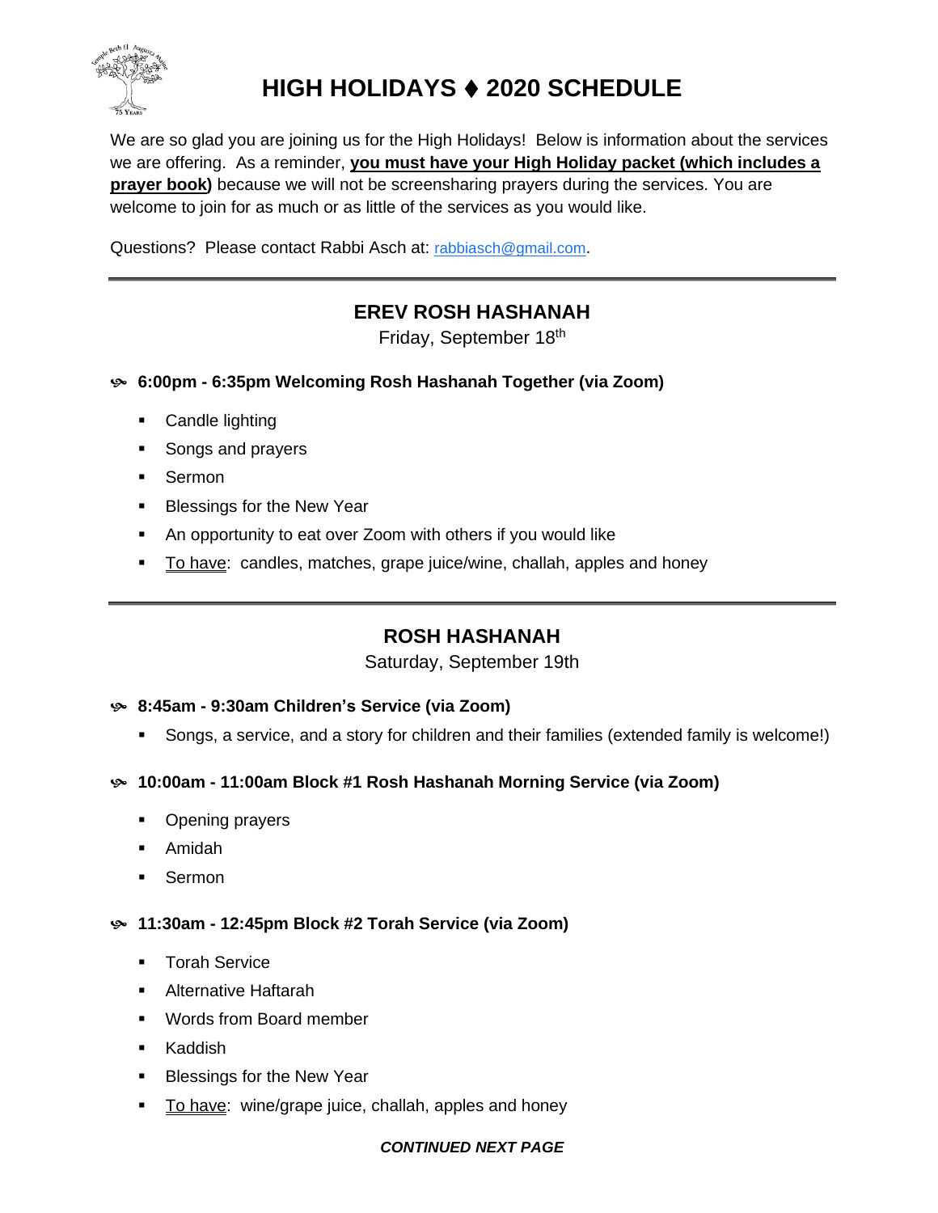# HIGH HOLIDAYS ♦ 2020 SCHEDULE

We are so glad you are joining us for the High Holidays! Below is information about the services we are offering. As a reminder, **you must have your High Holiday packet (which includes a prayer book)** because we will not be screensharing prayers during the services. You are welcome to join for as much or as little of the services as you would like.

Questions? Please contact Rabbi Asch at: rabbiasch@gmail.com.

---

## EREV ROSH HASHANAH

Friday, September 18th

- **6:00pm - 6:35pm Welcoming Rosh Hashanah Together (via Zoom)**
  - Candle lighting
  - Songs and prayers
  - Sermon
  - Blessings for the New Year
  - An opportunity to eat over Zoom with others if you would like
  - To have: candles, matches, grape juice/wine, challah, apples and honey

---

## ROSH HASHANAH

Saturday, September 19th

- **8:45am - 9:30am Children's Service (via Zoom)**
  - Songs, a service, and a story for children and their families (extended family is welcome!)
- **10:00am - 11:00am Block #1 Rosh Hashanah Morning Service (via Zoom)**
  - Opening prayers
  - Amidah
  - Sermon
- **11:30am - 12:45pm Block #2 Torah Service (via Zoom)**
  - Torah Service
  - Alternative Haftarah
  - Words from Board member
  - Kaddish
  - Blessings for the New Year
  - To have: wine/grape juice, challah, apples and honey

***CONTINUED NEXT PAGE***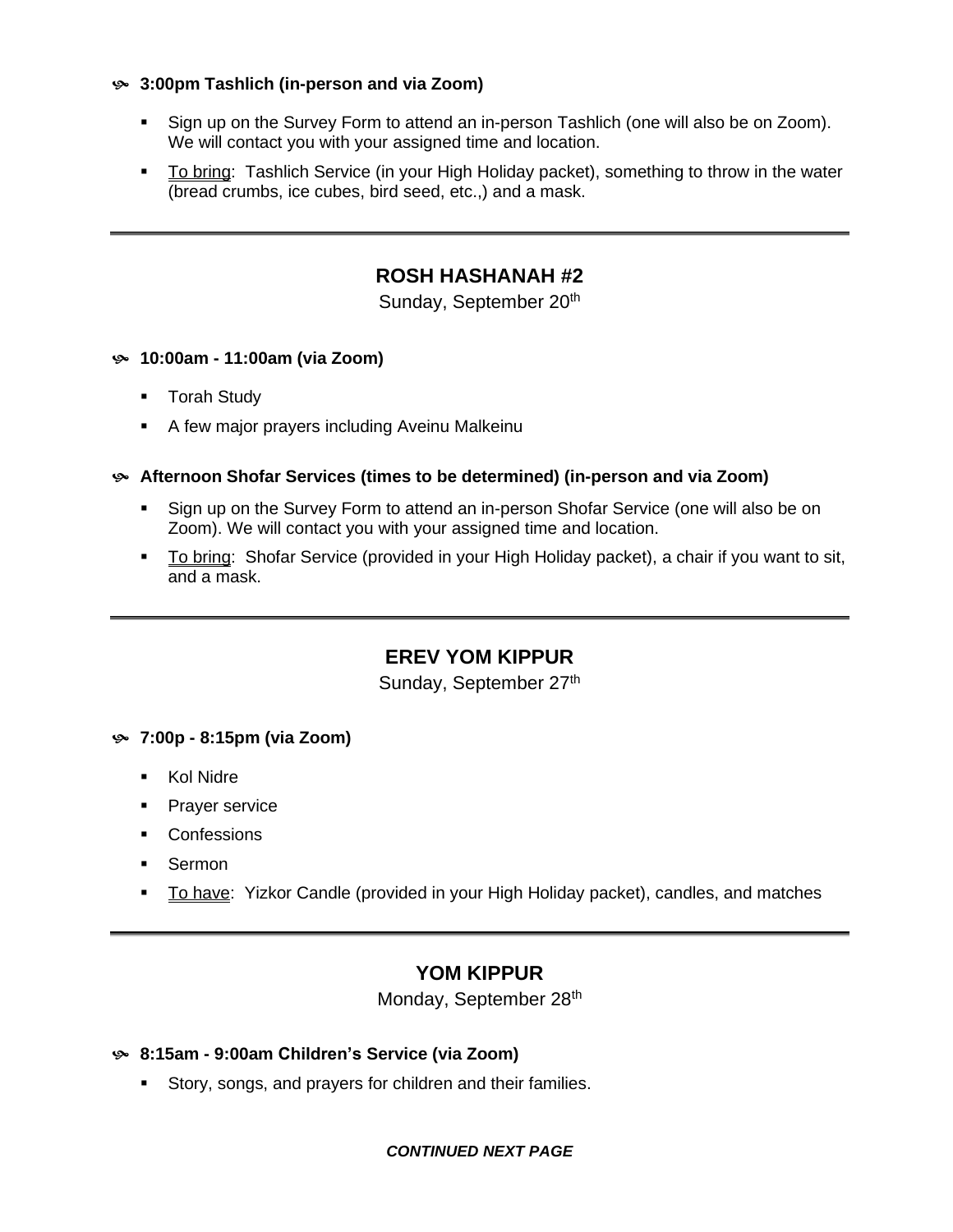- **3:00pm Tashlich (in-person and via Zoom)**

  - Sign up on the Survey Form to attend an in-person Tashlich (one will also be on Zoom). We will contact you with your assigned time and location.
  - To bring: Tashlich Service (in your High Holiday packet), something to throw in the water (bread crumbs, ice cubes, bird seed, etc.,) and a mask.

---

## ROSH HASHANAH #2

Sunday, September 20th

- **10:00am - 11:00am (via Zoom)**

  - Torah Study
  - A few major prayers including Aveinu Malkeinu

- **Afternoon Shofar Services (times to be determined) (in-person and via Zoom)**

  - Sign up on the Survey Form to attend an in-person Shofar Service (one will also be on Zoom). We will contact you with your assigned time and location.
  - To bring: Shofar Service (provided in your High Holiday packet), a chair if you want to sit, and a mask.

---

## EREV YOM KIPPUR

Sunday, September 27th

- **7:00p - 8:15pm (via Zoom)**

  - Kol Nidre
  - Prayer service
  - Confessions
  - Sermon
  - To have: Yizkor Candle (provided in your High Holiday packet), candles, and matches

---

## YOM KIPPUR

Monday, September 28th

- **8:15am - 9:00am Children's Service (via Zoom)**

  - Story, songs, and prayers for children and their families.

***CONTINUED NEXT PAGE***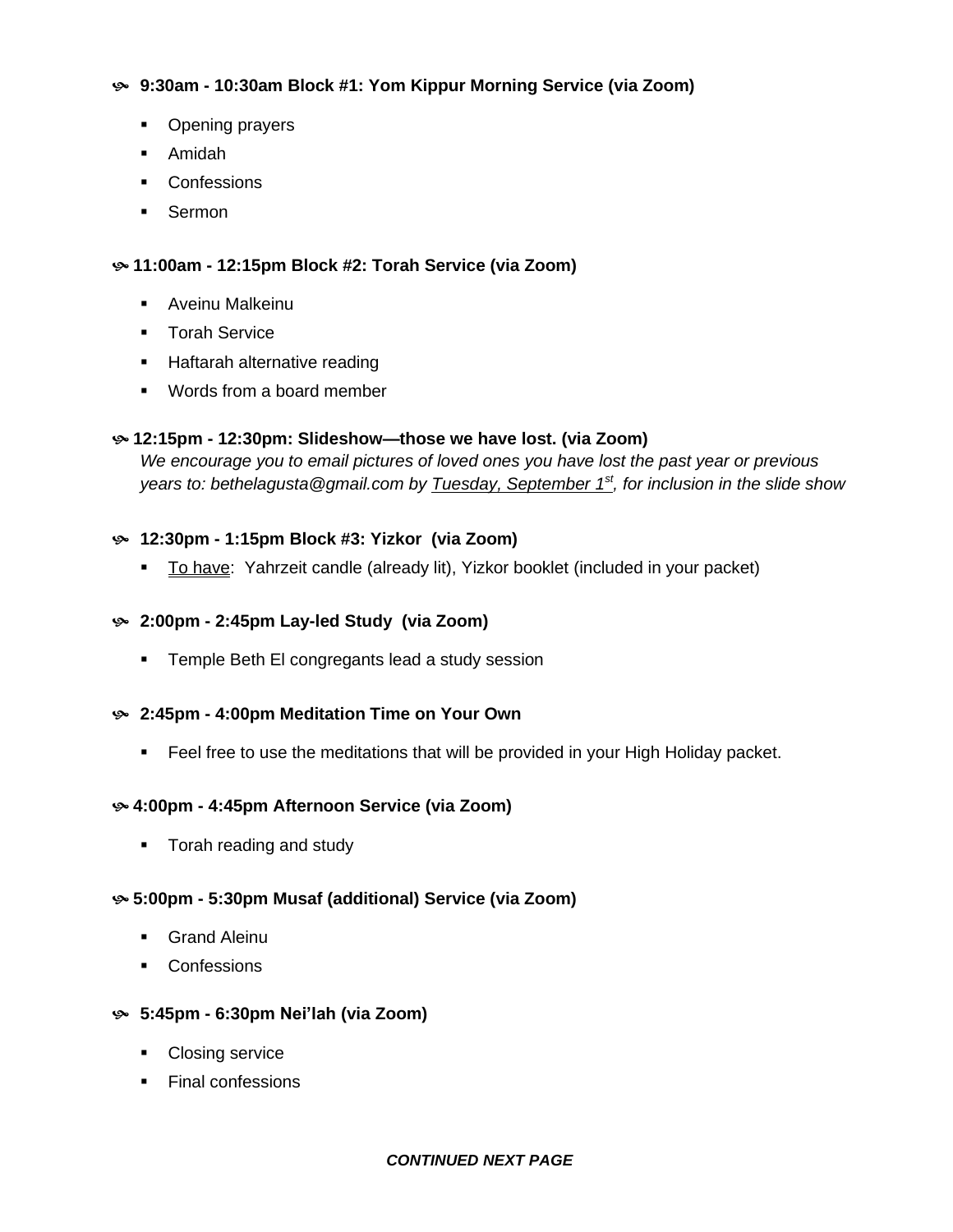- **9:30am - 10:30am Block #1: Yom Kippur Morning Service (via Zoom)**
  - Opening prayers
  - Amidah
  - Confessions
  - Sermon

- **11:00am - 12:15pm Block #2: Torah Service (via Zoom)**
  - Aveinu Malkeinu
  - Torah Service
  - Haftarah alternative reading
  - Words from a board member

- **12:15pm - 12:30pm: Slideshow—those we have lost. (via Zoom)**
  *We encourage you to email pictures of loved ones you have lost the past year or previous years to: bethelagusta@gmail.com by <u>Tuesday, September 1st</u>, for inclusion in the slide show*

- **12:30pm - 1:15pm Block #3: Yizkor (via Zoom)**
  - <u>To have</u>: Yahrzeit candle (already lit), Yizkor booklet (included in your packet)

- **2:00pm - 2:45pm Lay-led Study (via Zoom)**
  - Temple Beth El congregants lead a study session

- **2:45pm - 4:00pm Meditation Time on Your Own**
  - Feel free to use the meditations that will be provided in your High Holiday packet.

- **4:00pm - 4:45pm Afternoon Service (via Zoom)**
  - Torah reading and study

- **5:00pm - 5:30pm Musaf (additional) Service (via Zoom)**
  - Grand Aleinu
  - Confessions

- **5:45pm - 6:30pm Nei'lah (via Zoom)**
  - Closing service
  - Final confessions

***CONTINUED NEXT PAGE***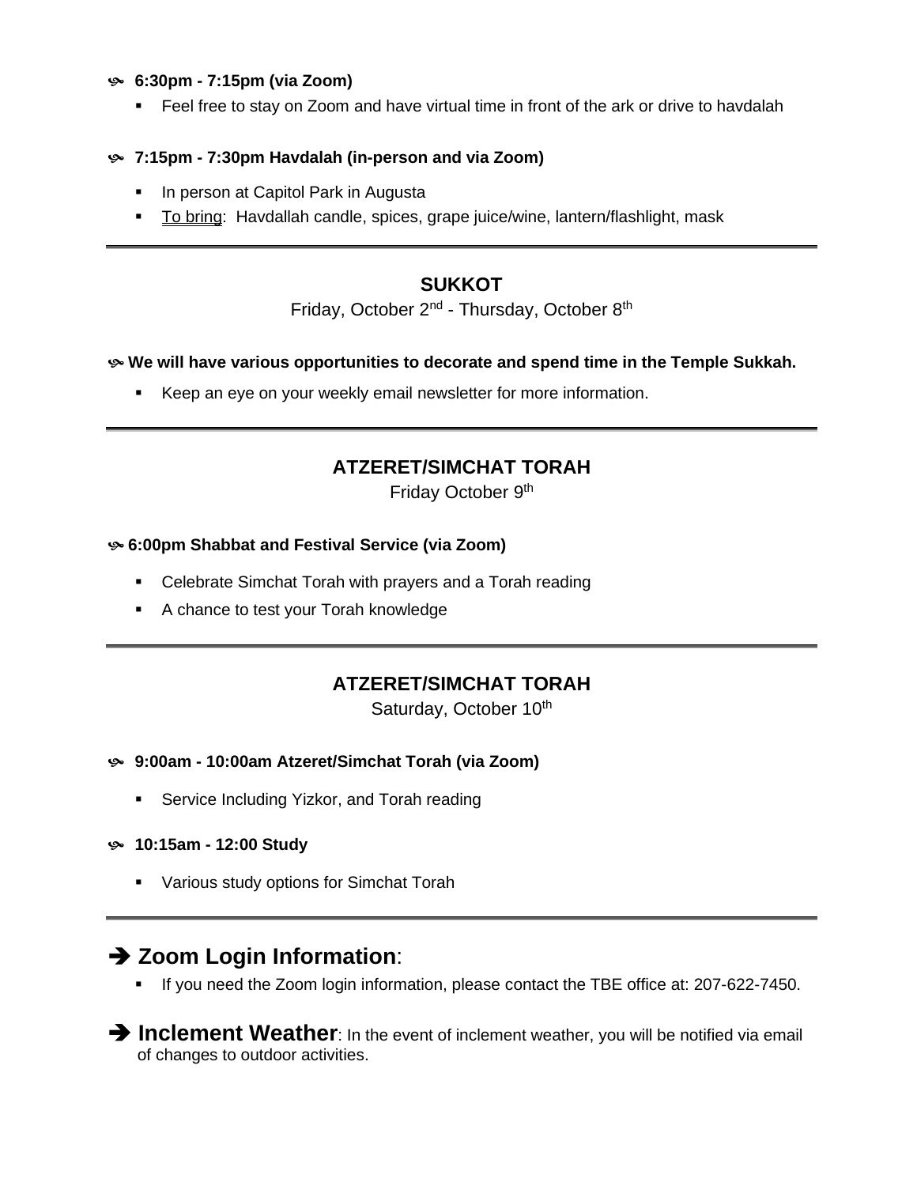- **6:30pm - 7:15pm (via Zoom)**
  - Feel free to stay on Zoom and have virtual time in front of the ark or drive to havdalah

- **7:15pm - 7:30pm Havdalah (in-person and via Zoom)**
  - In person at Capitol Park in Augusta
  - To bring: Havdallah candle, spices, grape juice/wine, lantern/flashlight, mask

---

## SUKKOT

Friday, October 2nd - Thursday, October 8th

- **We will have various opportunities to decorate and spend time in the Temple Sukkah.**
  - Keep an eye on your weekly email newsletter for more information.

---

## ATZERET/SIMCHAT TORAH

Friday October 9th

- **6:00pm Shabbat and Festival Service (via Zoom)**
  - Celebrate Simchat Torah with prayers and a Torah reading
  - A chance to test your Torah knowledge

---

## ATZERET/SIMCHAT TORAH

Saturday, October 10th

- **9:00am - 10:00am Atzeret/Simchat Torah (via Zoom)**
  - Service Including Yizkor, and Torah reading

- **10:15am - 12:00 Study**
  - Various study options for Simchat Torah

---

➔ **Zoom Login Information**:

- If you need the Zoom login information, please contact the TBE office at: 207-622-7450.

➔ **Inclement Weather**: In the event of inclement weather, you will be notified via email of changes to outdoor activities.